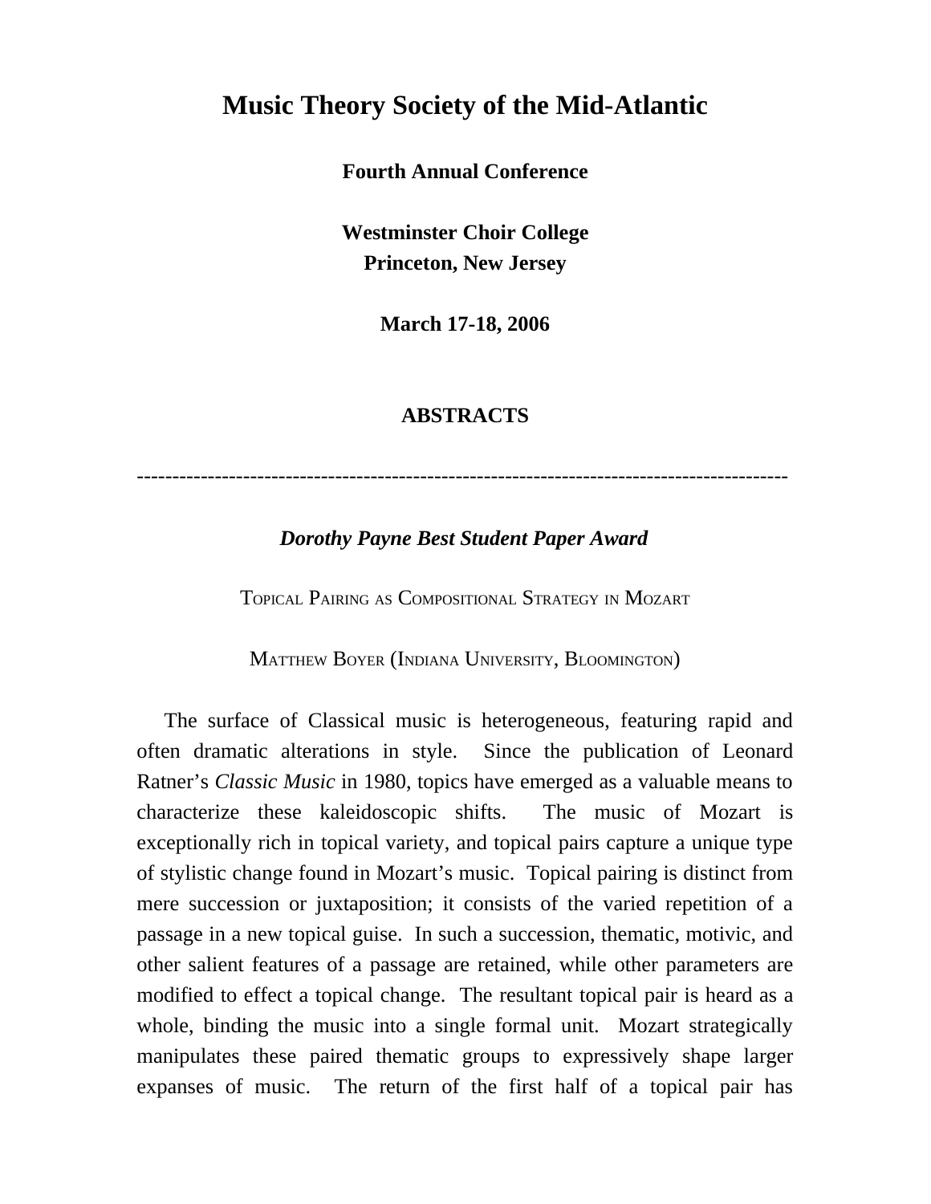# Music Theory Society of the Mid-Atlantic

**Fourth Annual Conference**

**Westminster Choir College**
**Princeton, New Jersey**

**March 17-18, 2006**

## ABSTRACTS

---------------------------------------------------------------------------------------------

***Dorothy Payne Best Student Paper Award***

TOPICAL PAIRING AS COMPOSITIONAL STRATEGY IN MOZART

MATTHEW BOYER (INDIANA UNIVERSITY, BLOOMINGTON)

The surface of Classical music is heterogeneous, featuring rapid and often dramatic alterations in style. Since the publication of Leonard Ratner's *Classic Music* in 1980, topics have emerged as a valuable means to characterize these kaleidoscopic shifts. The music of Mozart is exceptionally rich in topical variety, and topical pairs capture a unique type of stylistic change found in Mozart's music. Topical pairing is distinct from mere succession or juxtaposition; it consists of the varied repetition of a passage in a new topical guise. In such a succession, thematic, motivic, and other salient features of a passage are retained, while other parameters are modified to effect a topical change. The resultant topical pair is heard as a whole, binding the music into a single formal unit. Mozart strategically manipulates these paired thematic groups to expressively shape larger expanses of music. The return of the first half of a topical pair has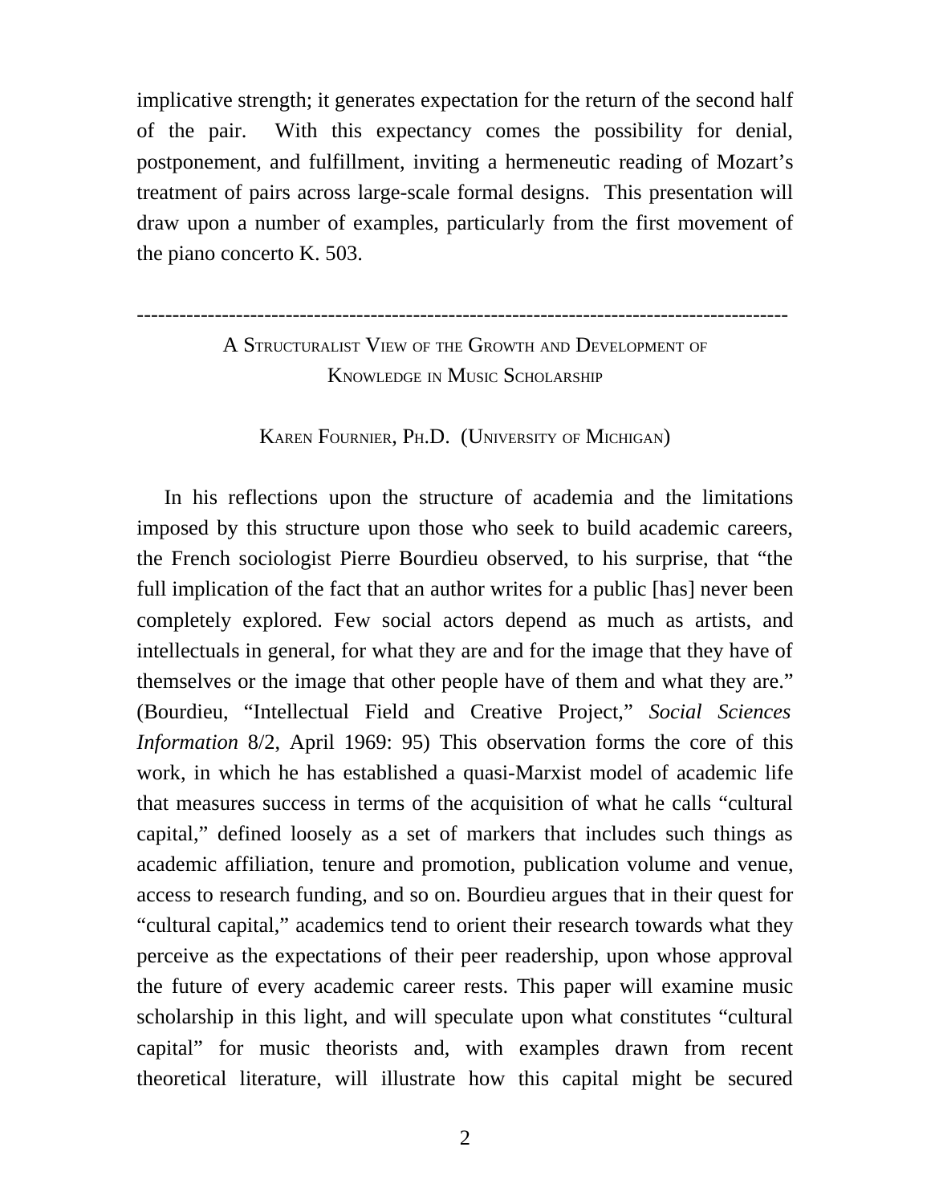implicative strength; it generates expectation for the return of the second half of the pair. With this expectancy comes the possibility for denial, postponement, and fulfillment, inviting a hermeneutic reading of Mozart's treatment of pairs across large-scale formal designs. This presentation will draw upon a number of examples, particularly from the first movement of the piano concerto K. 503.

---

## A Structuralist View of the Growth and Development of Knowledge in Music Scholarship

Karen Fournier, Ph.D. (University of Michigan)

In his reflections upon the structure of academia and the limitations imposed by this structure upon those who seek to build academic careers, the French sociologist Pierre Bourdieu observed, to his surprise, that "the full implication of the fact that an author writes for a public [has] never been completely explored. Few social actors depend as much as artists, and intellectuals in general, for what they are and for the image that they have of themselves or the image that other people have of them and what they are." (Bourdieu, "Intellectual Field and Creative Project," *Social Sciences Information* 8/2, April 1969: 95) This observation forms the core of this work, in which he has established a quasi-Marxist model of academic life that measures success in terms of the acquisition of what he calls "cultural capital," defined loosely as a set of markers that includes such things as academic affiliation, tenure and promotion, publication volume and venue, access to research funding, and so on. Bourdieu argues that in their quest for "cultural capital," academics tend to orient their research towards what they perceive as the expectations of their peer readership, upon whose approval the future of every academic career rests. This paper will examine music scholarship in this light, and will speculate upon what constitutes "cultural capital" for music theorists and, with examples drawn from recent theoretical literature, will illustrate how this capital might be secured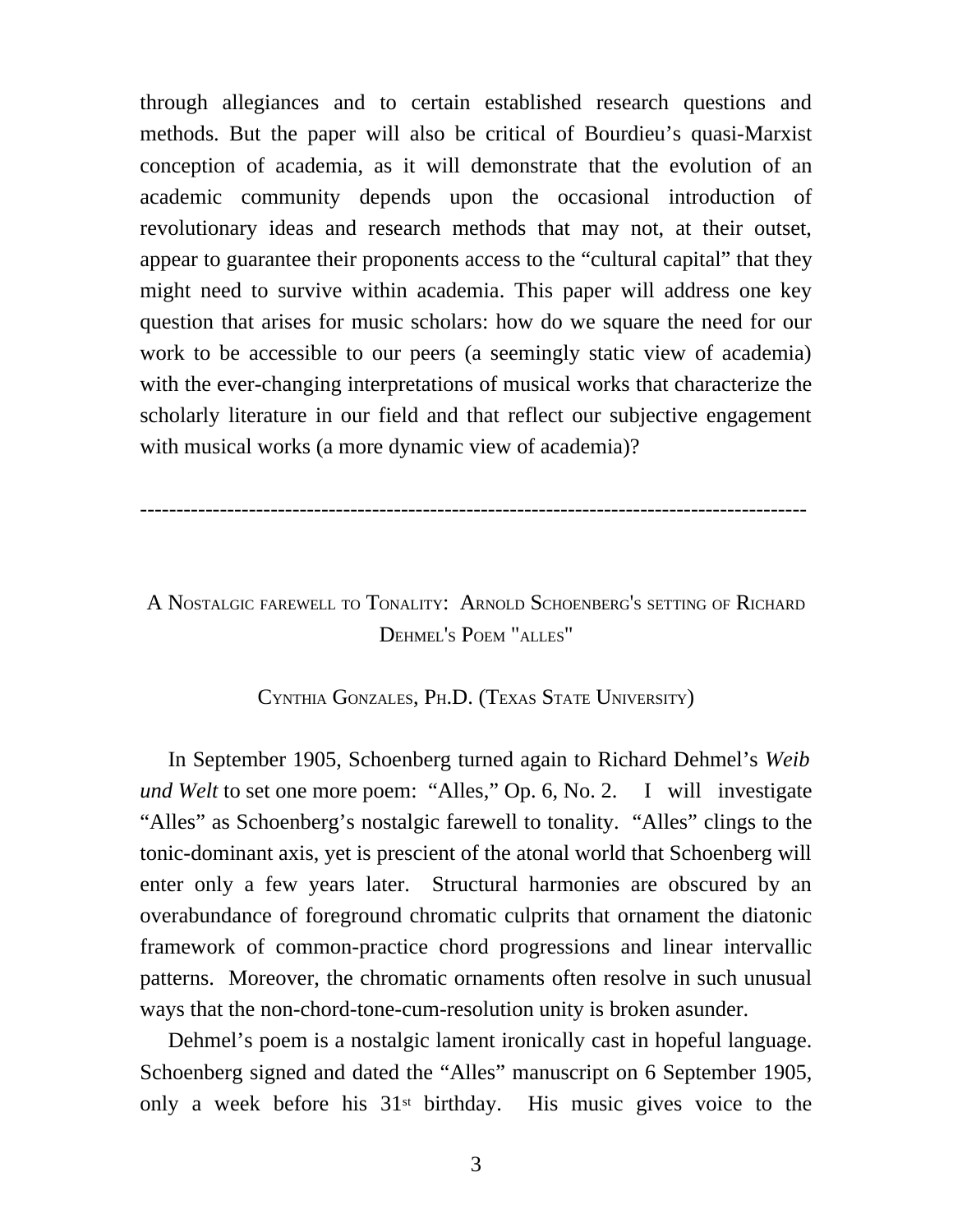through allegiances and to certain established research questions and methods. But the paper will also be critical of Bourdieu's quasi-Marxist conception of academia, as it will demonstrate that the evolution of an academic community depends upon the occasional introduction of revolutionary ideas and research methods that may not, at their outset, appear to guarantee their proponents access to the "cultural capital" that they might need to survive within academia. This paper will address one key question that arises for music scholars: how do we square the need for our work to be accessible to our peers (a seemingly static view of academia) with the ever-changing interpretations of musical works that characterize the scholarly literature in our field and that reflect our subjective engagement with musical works (a more dynamic view of academia)?

---

## A Nostalgic farewell to Tonality: Arnold Schoenberg's setting of Richard Dehmel's Poem "alles"

Cynthia Gonzales, Ph.D. (Texas State University)

In September 1905, Schoenberg turned again to Richard Dehmel's *Weib und Welt* to set one more poem: "Alles," Op. 6, No. 2. I will investigate "Alles" as Schoenberg's nostalgic farewell to tonality. "Alles" clings to the tonic-dominant axis, yet is prescient of the atonal world that Schoenberg will enter only a few years later. Structural harmonies are obscured by an overabundance of foreground chromatic culprits that ornament the diatonic framework of common-practice chord progressions and linear intervallic patterns. Moreover, the chromatic ornaments often resolve in such unusual ways that the non-chord-tone-cum-resolution unity is broken asunder.

Dehmel's poem is a nostalgic lament ironically cast in hopeful language. Schoenberg signed and dated the "Alles" manuscript on 6 September 1905, only a week before his 31st birthday. His music gives voice to the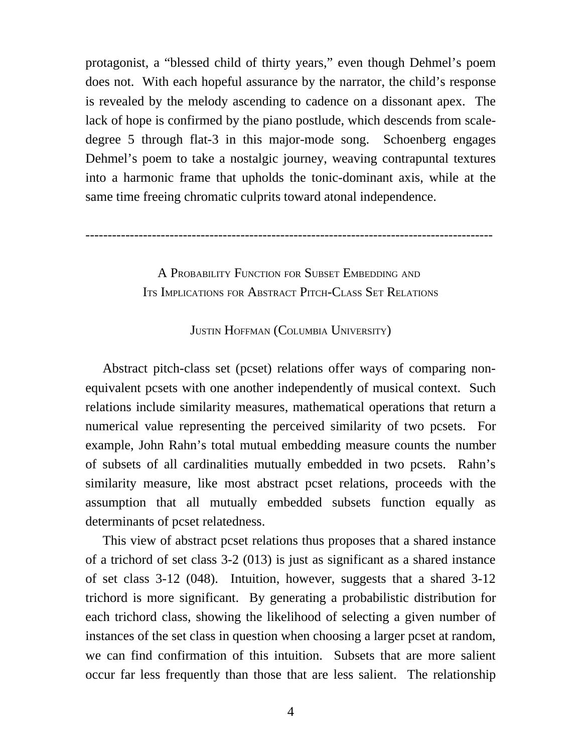protagonist, a "blessed child of thirty years," even though Dehmel's poem does not. With each hopeful assurance by the narrator, the child's response is revealed by the melody ascending to cadence on a dissonant apex. The lack of hope is confirmed by the piano postlude, which descends from scale-degree 5 through flat-3 in this major-mode song. Schoenberg engages Dehmel's poem to take a nostalgic journey, weaving contrapuntal textures into a harmonic frame that upholds the tonic-dominant axis, while at the same time freeing chromatic culprits toward atonal independence.

---

## A Probability Function for Subset Embedding and Its Implications for Abstract Pitch-Class Set Relations

Justin Hoffman (Columbia University)

Abstract pitch-class set (pcset) relations offer ways of comparing non-equivalent pcsets with one another independently of musical context. Such relations include similarity measures, mathematical operations that return a numerical value representing the perceived similarity of two pcsets. For example, John Rahn's total mutual embedding measure counts the number of subsets of all cardinalities mutually embedded in two pcsets. Rahn's similarity measure, like most abstract pcset relations, proceeds with the assumption that all mutually embedded subsets function equally as determinants of pcset relatedness.

This view of abstract pcset relations thus proposes that a shared instance of a trichord of set class 3-2 (013) is just as significant as a shared instance of set class 3-12 (048). Intuition, however, suggests that a shared 3-12 trichord is more significant. By generating a probabilistic distribution for each trichord class, showing the likelihood of selecting a given number of instances of the set class in question when choosing a larger pcset at random, we can find confirmation of this intuition. Subsets that are more salient occur far less frequently than those that are less salient. The relationship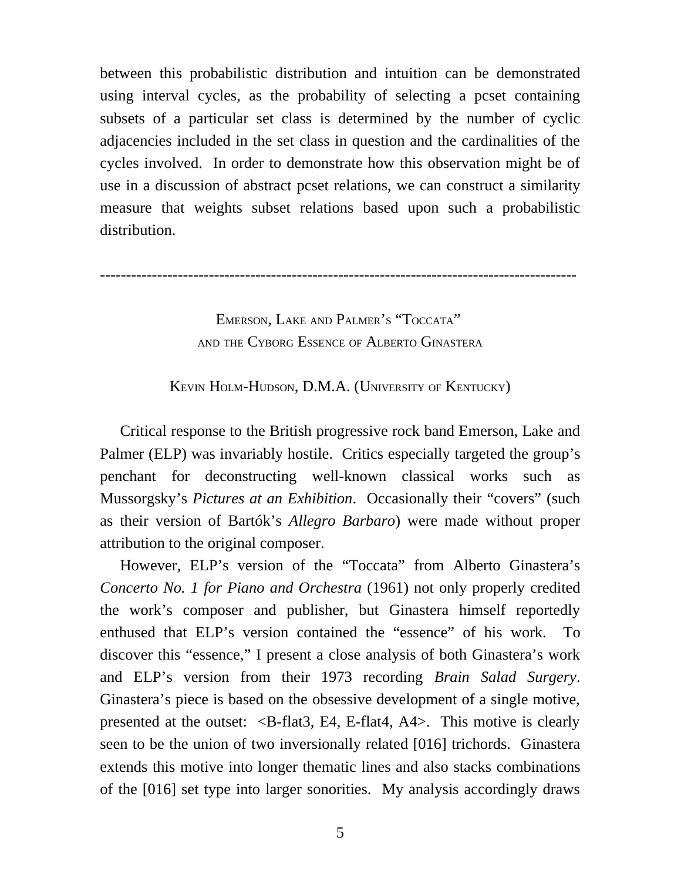between this probabilistic distribution and intuition can be demonstrated using interval cycles, as the probability of selecting a pcset containing subsets of a particular set class is determined by the number of cyclic adjacencies included in the set class in question and the cardinalities of the cycles involved. In order to demonstrate how this observation might be of use in a discussion of abstract pcset relations, we can construct a similarity measure that weights subset relations based upon such a probabilistic distribution.

---

## Emerson, Lake and Palmer's "Toccata" and the Cyborg Essence of Alberto Ginastera

Kevin Holm-Hudson, D.M.A. (University of Kentucky)

Critical response to the British progressive rock band Emerson, Lake and Palmer (ELP) was invariably hostile. Critics especially targeted the group's penchant for deconstructing well-known classical works such as Mussorgsky's *Pictures at an Exhibition*. Occasionally their "covers" (such as their version of Bartók's *Allegro Barbaro*) were made without proper attribution to the original composer.

However, ELP's version of the "Toccata" from Alberto Ginastera's *Concerto No. 1 for Piano and Orchestra* (1961) not only properly credited the work's composer and publisher, but Ginastera himself reportedly enthused that ELP's version contained the "essence" of his work. To discover this "essence," I present a close analysis of both Ginastera's work and ELP's version from their 1973 recording *Brain Salad Surgery*. Ginastera's piece is based on the obsessive development of a single motive, presented at the outset: <B-flat3, E4, E-flat4, A4>. This motive is clearly seen to be the union of two inversionally related [016] trichords. Ginastera extends this motive into longer thematic lines and also stacks combinations of the [016] set type into larger sonorities. My analysis accordingly draws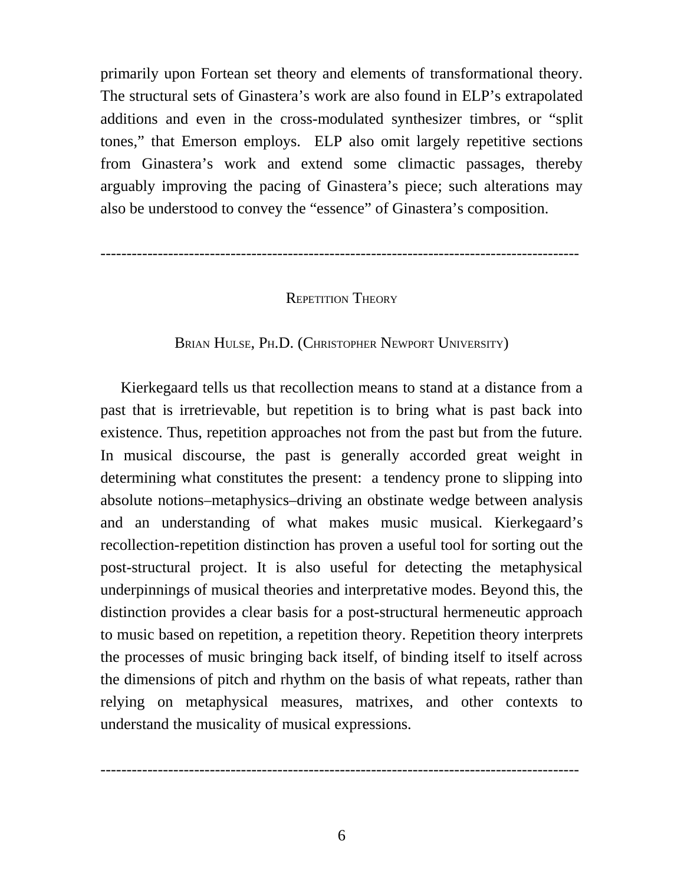primarily upon Fortean set theory and elements of transformational theory. The structural sets of Ginastera's work are also found in ELP's extrapolated additions and even in the cross-modulated synthesizer timbres, or "split tones," that Emerson employs. ELP also omit largely repetitive sections from Ginastera's work and extend some climactic passages, thereby arguably improving the pacing of Ginastera's piece; such alterations may also be understood to convey the "essence" of Ginastera's composition.

---

## Repetition Theory

Brian Hulse, Ph.D. (Christopher Newport University)

Kierkegaard tells us that recollection means to stand at a distance from a past that is irretrievable, but repetition is to bring what is past back into existence. Thus, repetition approaches not from the past but from the future. In musical discourse, the past is generally accorded great weight in determining what constitutes the present: a tendency prone to slipping into absolute notions–metaphysics–driving an obstinate wedge between analysis and an understanding of what makes music musical. Kierkegaard's recollection-repetition distinction has proven a useful tool for sorting out the post-structural project. It is also useful for detecting the metaphysical underpinnings of musical theories and interpretative modes. Beyond this, the distinction provides a clear basis for a post-structural hermeneutic approach to music based on repetition, a repetition theory. Repetition theory interprets the processes of music bringing back itself, of binding itself to itself across the dimensions of pitch and rhythm on the basis of what repeats, rather than relying on metaphysical measures, matrixes, and other contexts to understand the musicality of musical expressions.

---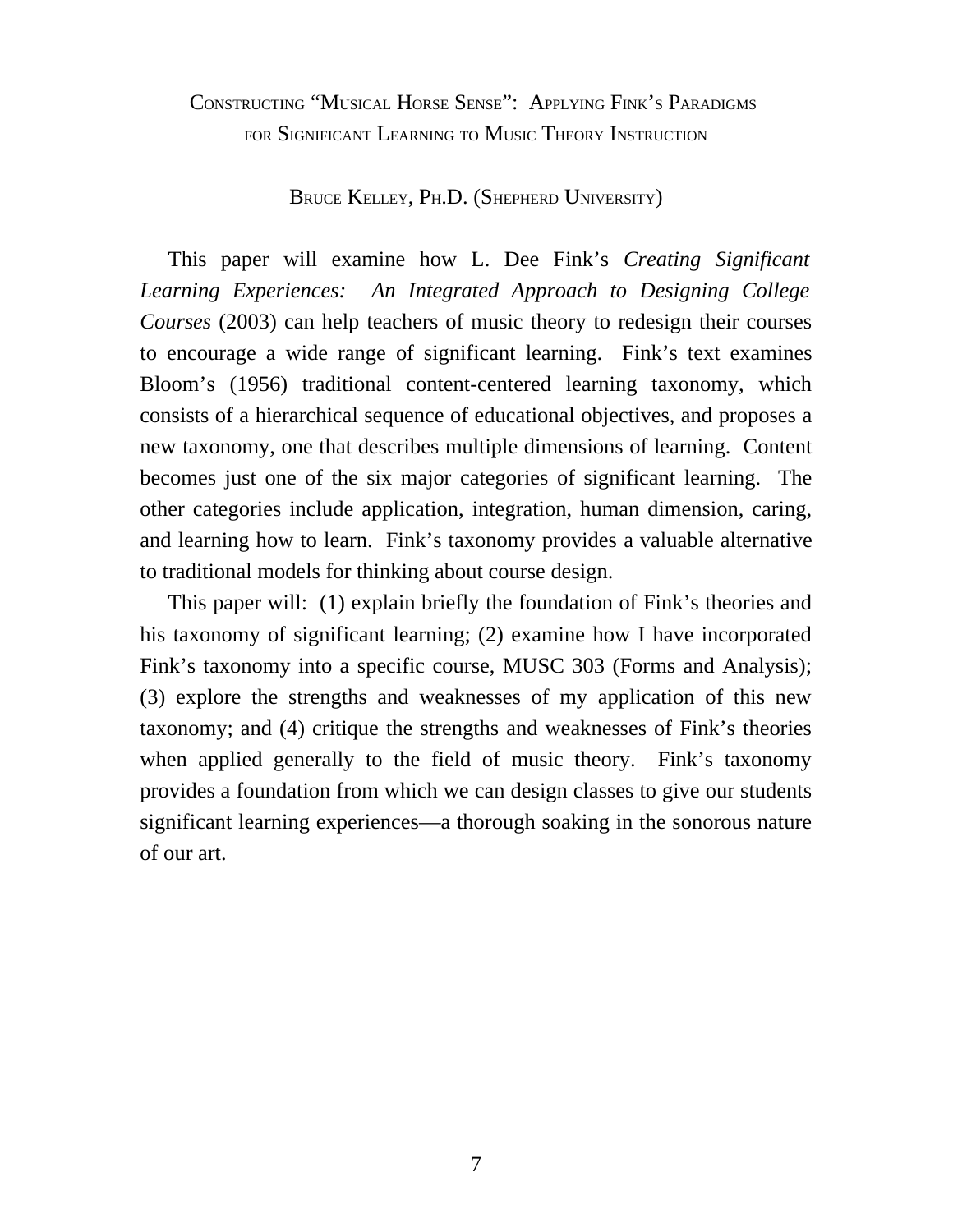# Constructing "Musical Horse Sense": Applying Fink's Paradigms for Significant Learning to Music Theory Instruction

Bruce Kelley, Ph.D. (Shepherd University)

This paper will examine how L. Dee Fink's *Creating Significant Learning Experiences: An Integrated Approach to Designing College Courses* (2003) can help teachers of music theory to redesign their courses to encourage a wide range of significant learning. Fink's text examines Bloom's (1956) traditional content-centered learning taxonomy, which consists of a hierarchical sequence of educational objectives, and proposes a new taxonomy, one that describes multiple dimensions of learning. Content becomes just one of the six major categories of significant learning. The other categories include application, integration, human dimension, caring, and learning how to learn. Fink's taxonomy provides a valuable alternative to traditional models for thinking about course design.

This paper will: (1) explain briefly the foundation of Fink's theories and his taxonomy of significant learning; (2) examine how I have incorporated Fink's taxonomy into a specific course, MUSC 303 (Forms and Analysis); (3) explore the strengths and weaknesses of my application of this new taxonomy; and (4) critique the strengths and weaknesses of Fink's theories when applied generally to the field of music theory. Fink's taxonomy provides a foundation from which we can design classes to give our students significant learning experiences—a thorough soaking in the sonorous nature of our art.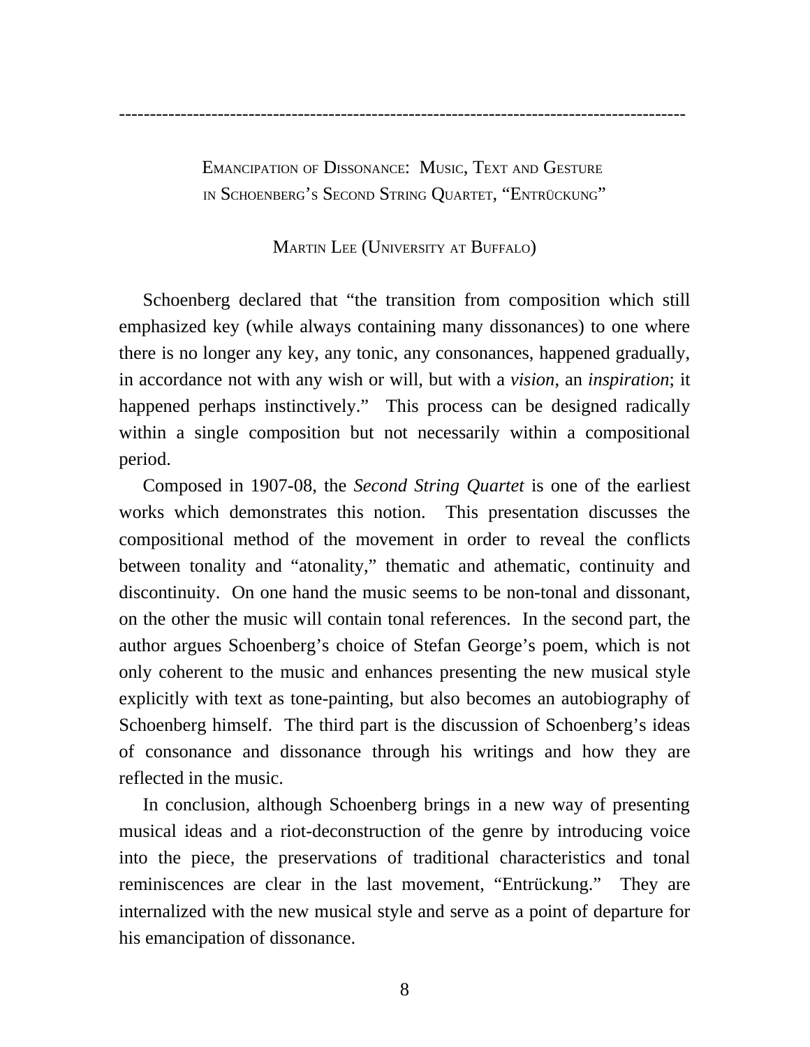---

## Emancipation of Dissonance: Music, Text and Gesture in Schoenberg's Second String Quartet, "Entrückung"

Martin Lee (University at Buffalo)

Schoenberg declared that "the transition from composition which still emphasized key (while always containing many dissonances) to one where there is no longer any key, any tonic, any consonances, happened gradually, in accordance not with any wish or will, but with a *vision*, an *inspiration*; it happened perhaps instinctively." This process can be designed radically within a single composition but not necessarily within a compositional period.

Composed in 1907-08, the *Second String Quartet* is one of the earliest works which demonstrates this notion. This presentation discusses the compositional method of the movement in order to reveal the conflicts between tonality and "atonality," thematic and athematic, continuity and discontinuity. On one hand the music seems to be non-tonal and dissonant, on the other the music will contain tonal references. In the second part, the author argues Schoenberg's choice of Stefan George's poem, which is not only coherent to the music and enhances presenting the new musical style explicitly with text as tone-painting, but also becomes an autobiography of Schoenberg himself. The third part is the discussion of Schoenberg's ideas of consonance and dissonance through his writings and how they are reflected in the music.

In conclusion, although Schoenberg brings in a new way of presenting musical ideas and a riot-deconstruction of the genre by introducing voice into the piece, the preservations of traditional characteristics and tonal reminiscences are clear in the last movement, "Entrückung." They are internalized with the new musical style and serve as a point of departure for his emancipation of dissonance.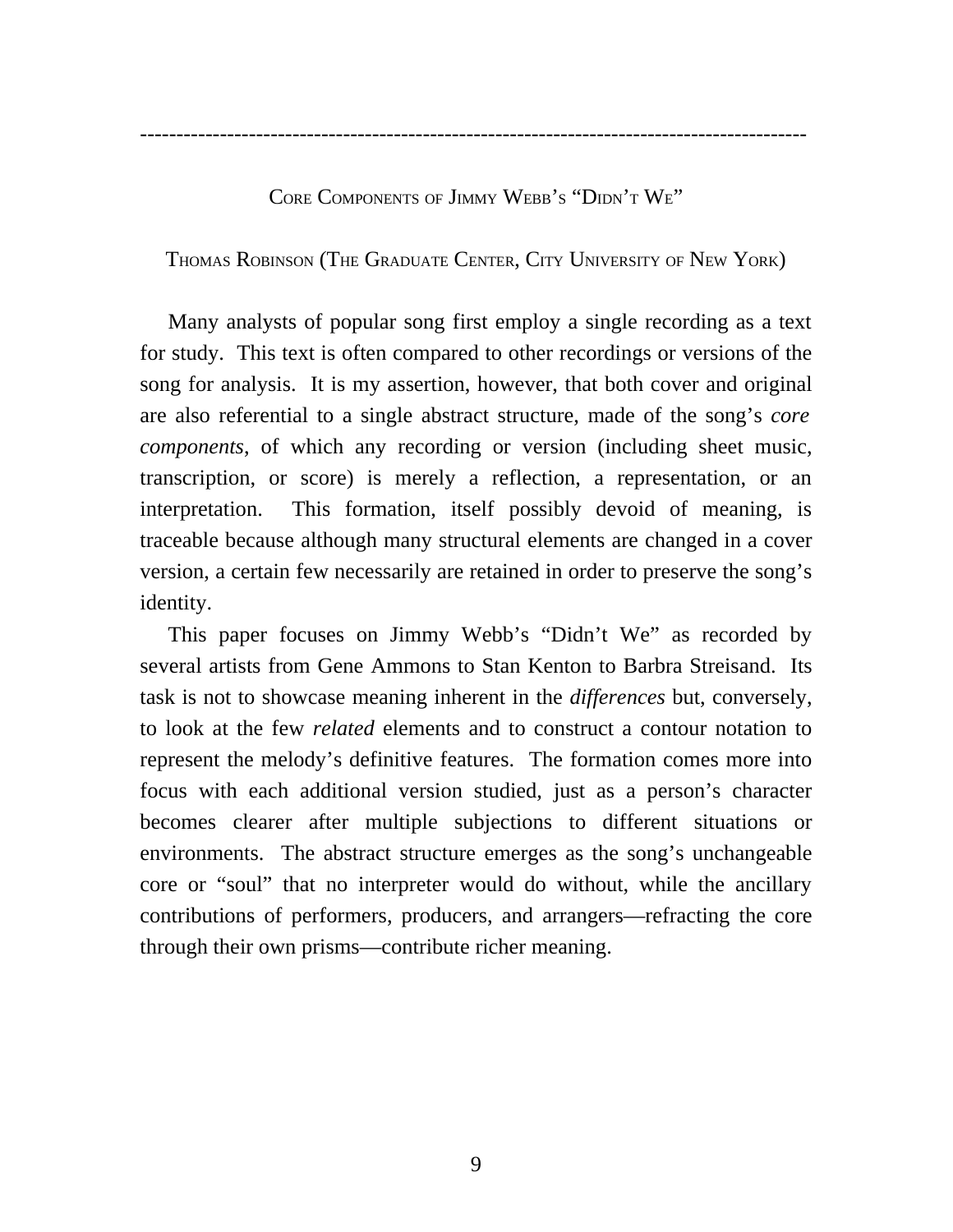---

## Core Components of Jimmy Webb's "Didn't We"

Thomas Robinson (The Graduate Center, City University of New York)

Many analysts of popular song first employ a single recording as a text for study. This text is often compared to other recordings or versions of the song for analysis. It is my assertion, however, that both cover and original are also referential to a single abstract structure, made of the song's *core components*, of which any recording or version (including sheet music, transcription, or score) is merely a reflection, a representation, or an interpretation. This formation, itself possibly devoid of meaning, is traceable because although many structural elements are changed in a cover version, a certain few necessarily are retained in order to preserve the song's identity.

This paper focuses on Jimmy Webb's "Didn't We" as recorded by several artists from Gene Ammons to Stan Kenton to Barbra Streisand. Its task is not to showcase meaning inherent in the *differences* but, conversely, to look at the few *related* elements and to construct a contour notation to represent the melody's definitive features. The formation comes more into focus with each additional version studied, just as a person's character becomes clearer after multiple subjections to different situations or environments. The abstract structure emerges as the song's unchangeable core or "soul" that no interpreter would do without, while the ancillary contributions of performers, producers, and arrangers—refracting the core through their own prisms—contribute richer meaning.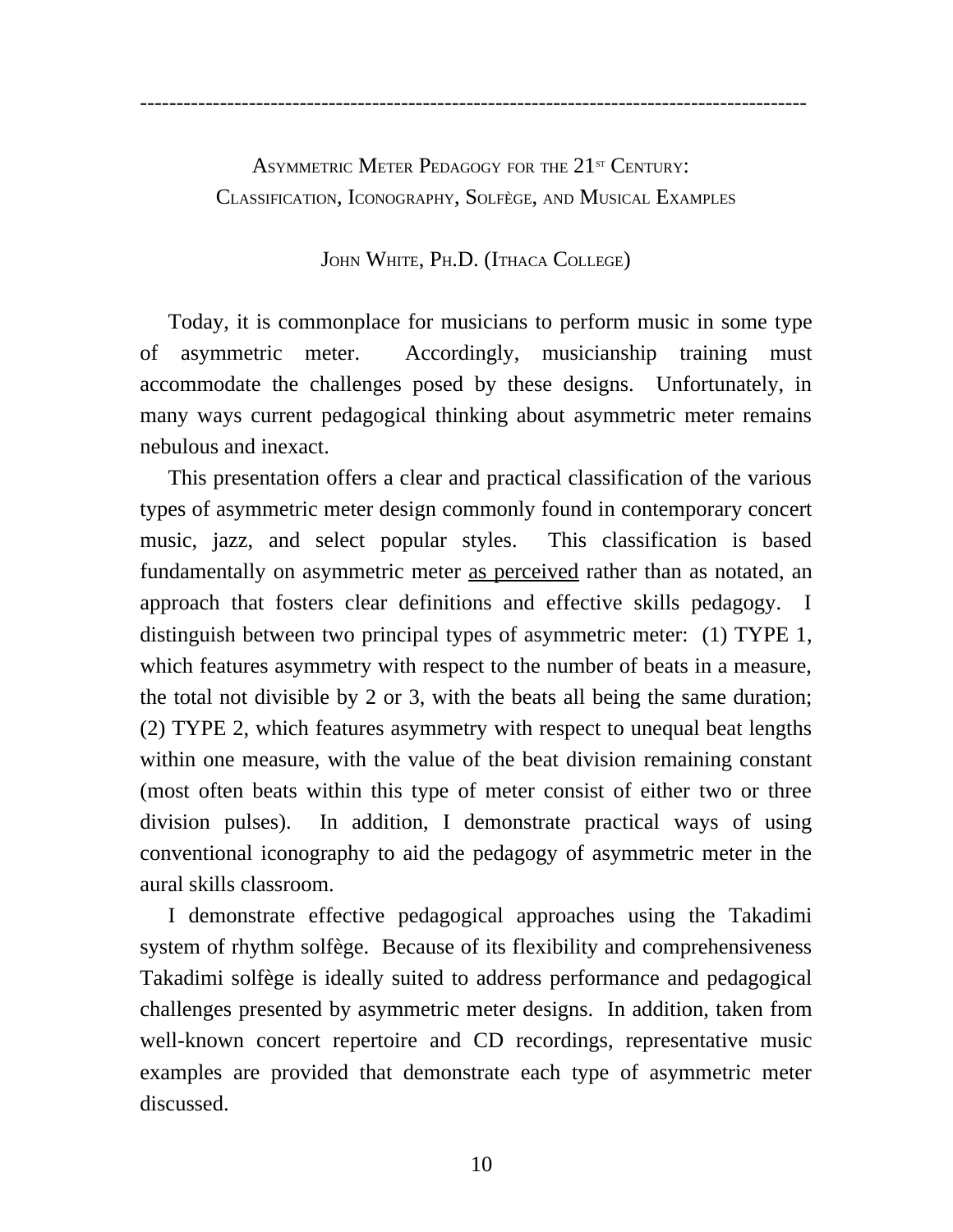---

## Asymmetric Meter Pedagogy for the 21st Century: Classification, Iconography, Solfège, and Musical Examples

John White, Ph.D. (Ithaca College)

Today, it is commonplace for musicians to perform music in some type of asymmetric meter. Accordingly, musicianship training must accommodate the challenges posed by these designs. Unfortunately, in many ways current pedagogical thinking about asymmetric meter remains nebulous and inexact.

This presentation offers a clear and practical classification of the various types of asymmetric meter design commonly found in contemporary concert music, jazz, and select popular styles. This classification is based fundamentally on asymmetric meter <u>as perceived</u> rather than as notated, an approach that fosters clear definitions and effective skills pedagogy. I distinguish between two principal types of asymmetric meter: (1) TYPE 1, which features asymmetry with respect to the number of beats in a measure, the total not divisible by 2 or 3, with the beats all being the same duration; (2) TYPE 2, which features asymmetry with respect to unequal beat lengths within one measure, with the value of the beat division remaining constant (most often beats within this type of meter consist of either two or three division pulses). In addition, I demonstrate practical ways of using conventional iconography to aid the pedagogy of asymmetric meter in the aural skills classroom.

I demonstrate effective pedagogical approaches using the Takadimi system of rhythm solfège. Because of its flexibility and comprehensiveness Takadimi solfège is ideally suited to address performance and pedagogical challenges presented by asymmetric meter designs. In addition, taken from well-known concert repertoire and CD recordings, representative music examples are provided that demonstrate each type of asymmetric meter discussed.